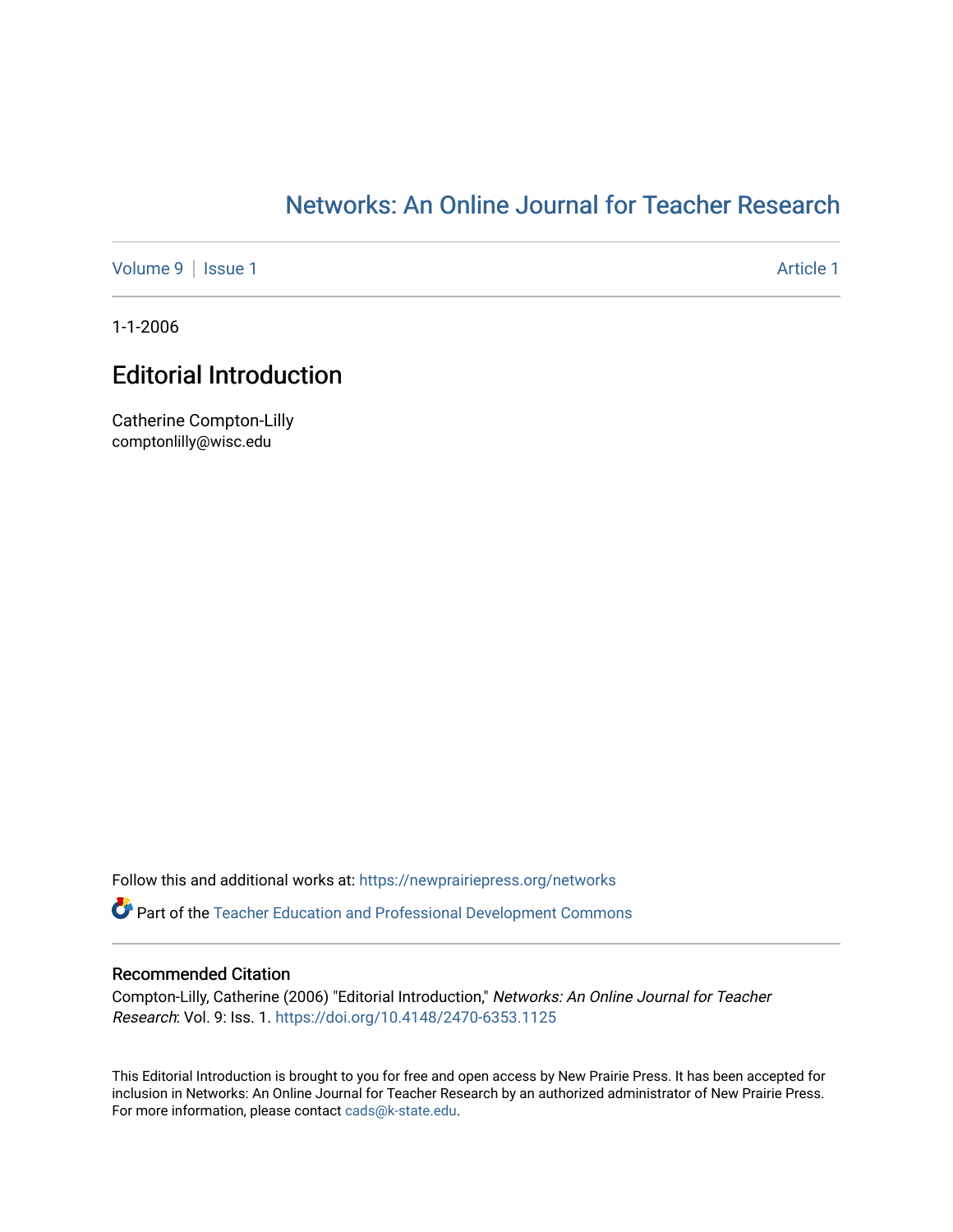# Networks: An Online Journal for Teacher Research

Volume 9 | Issue 1 Article 1

1-1-2006

## Editorial Introduction

Catherine Compton-Lilly
comptonlilly@wisc.edu

Follow this and additional works at: https://newprairiepress.org/networks

Part of the Teacher Education and Professional Development Commons

### Recommended Citation

Compton-Lilly, Catherine (2006) "Editorial Introduction," *Networks: An Online Journal for Teacher Research*: Vol. 9: Iss. 1. https://doi.org/10.4148/2470-6353.1125

This Editorial Introduction is brought to you for free and open access by New Prairie Press. It has been accepted for inclusion in Networks: An Online Journal for Teacher Research by an authorized administrator of New Prairie Press. For more information, please contact cads@k-state.edu.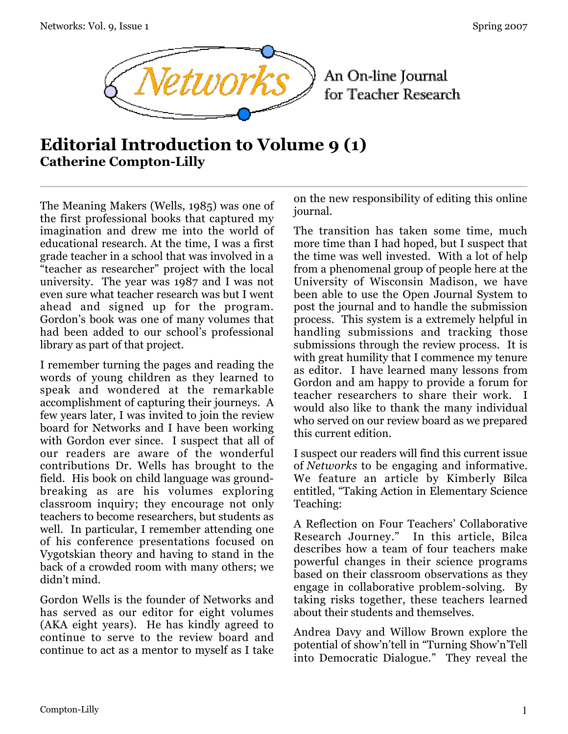# Editorial Introduction to Volume 9 (1)

**Catherine Compton-Lilly**

The Meaning Makers (Wells, 1985) was one of the first professional books that captured my imagination and drew me into the world of educational research. At the time, I was a first grade teacher in a school that was involved in a "teacher as researcher" project with the local university. The year was 1987 and I was not even sure what teacher research was but I went ahead and signed up for the program. Gordon's book was one of many volumes that had been added to our school's professional library as part of that project.

I remember turning the pages and reading the words of young children as they learned to speak and wondered at the remarkable accomplishment of capturing their journeys. A few years later, I was invited to join the review board for Networks and I have been working with Gordon ever since. I suspect that all of our readers are aware of the wonderful contributions Dr. Wells has brought to the field. His book on child language was ground-breaking as are his volumes exploring classroom inquiry; they encourage not only teachers to become researchers, but students as well. In particular, I remember attending one of his conference presentations focused on Vygotskian theory and having to stand in the back of a crowded room with many others; we didn't mind.

Gordon Wells is the founder of Networks and has served as our editor for eight volumes (AKA eight years). He has kindly agreed to continue to serve to the review board and continue to act as a mentor to myself as I take on the new responsibility of editing this online journal.

The transition has taken some time, much more time than I had hoped, but I suspect that the time was well invested. With a lot of help from a phenomenal group of people here at the University of Wisconsin Madison, we have been able to use the Open Journal System to post the journal and to handle the submission process. This system is a extremely helpful in handling submissions and tracking those submissions through the review process. It is with great humility that I commence my tenure as editor. I have learned many lessons from Gordon and am happy to provide a forum for teacher researchers to share their work. I would also like to thank the many individual who served on our review board as we prepared this current edition.

I suspect our readers will find this current issue of *Networks* to be engaging and informative. We feature an article by Kimberly Bilca entitled, "Taking Action in Elementary Science Teaching:

A Reflection on Four Teachers' Collaborative Research Journey." In this article, Bilca describes how a team of four teachers make powerful changes in their science programs based on their classroom observations as they engage in collaborative problem-solving. By taking risks together, these teachers learned about their students and themselves.

Andrea Davy and Willow Brown explore the potential of show'n'tell in "Turning Show'n'Tell into Democratic Dialogue." They reveal the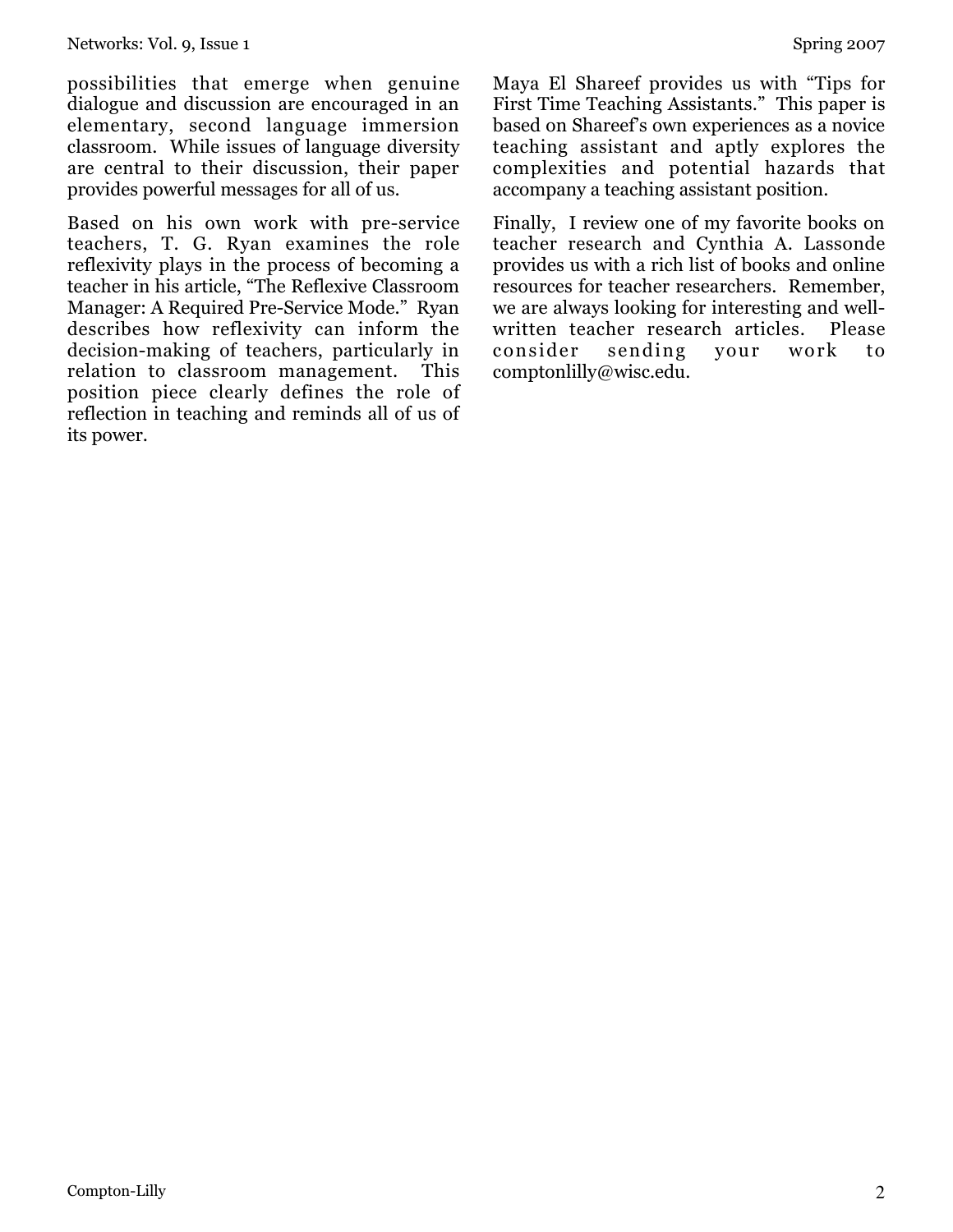possibilities that emerge when genuine dialogue and discussion are encouraged in an elementary, second language immersion classroom. While issues of language diversity are central to their discussion, their paper provides powerful messages for all of us.

Based on his own work with pre-service teachers, T. G. Ryan examines the role reflexivity plays in the process of becoming a teacher in his article, "The Reflexive Classroom Manager: A Required Pre-Service Mode." Ryan describes how reflexivity can inform the decision-making of teachers, particularly in relation to classroom management. This position piece clearly defines the role of reflection in teaching and reminds all of us of its power.

Maya El Shareef provides us with "Tips for First Time Teaching Assistants." This paper is based on Shareef's own experiences as a novice teaching assistant and aptly explores the complexities and potential hazards that accompany a teaching assistant position.

Finally, I review one of my favorite books on teacher research and Cynthia A. Lassonde provides us with a rich list of books and online resources for teacher researchers. Remember, we are always looking for interesting and well-written teacher research articles. Please consider sending your work to comptonlilly@wisc.edu.